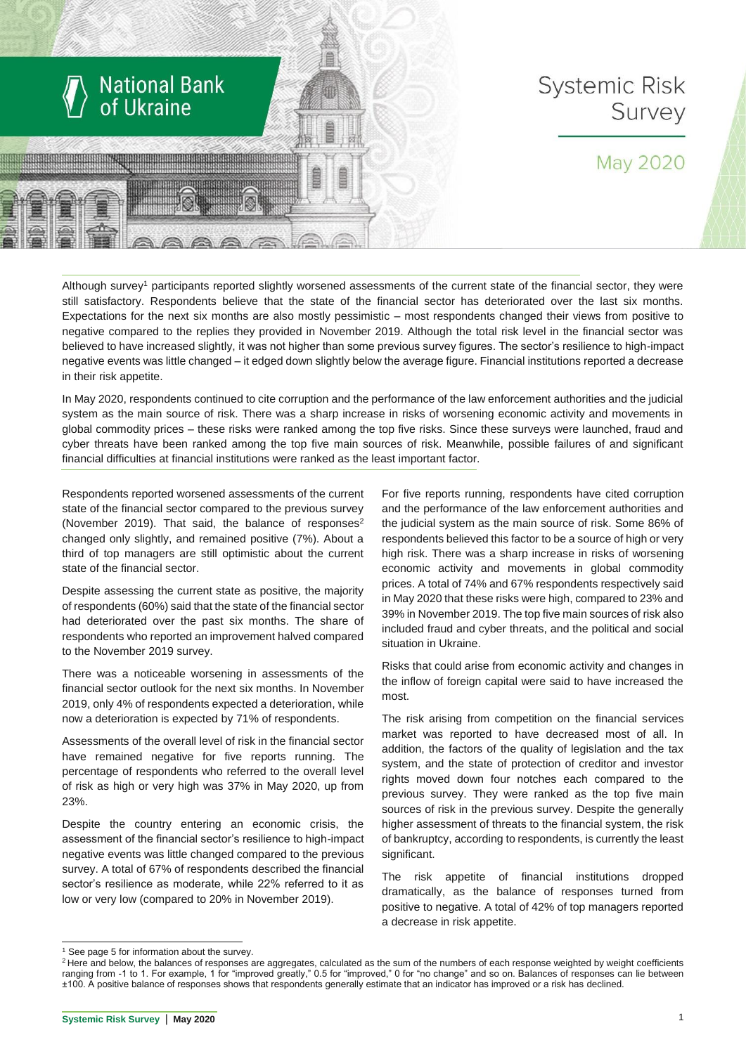# National Bank of Ukraine

# Systemic Risk Survey

## May 2020

Although survey[1] participants reported slightly worsened assessments of the current state of the financial sector, they were still satisfactory. Respondents believe that the state of the financial sector has deteriorated over the last six months. Expectations for the next six months are also mostly pessimistic – most respondents changed their views from positive to negative compared to the replies they provided in November 2019. Although the total risk level in the financial sector was believed to have increased slightly, it was not higher than some previous survey figures. The sector's resilience to high-impact negative events was little changed – it edged down slightly below the average figure. Financial institutions reported a decrease in their risk appetite.

In May 2020, respondents continued to cite corruption and the performance of the law enforcement authorities and the judicial system as the main source of risk. There was a sharp increase in risks of worsening economic activity and movements in global commodity prices – these risks were ranked among the top five risks. Since these surveys were launched, fraud and cyber threats have been ranked among the top five main sources of risk. Meanwhile, possible failures of and significant financial difficulties at financial institutions were ranked as the least important factor.

Respondents reported worsened assessments of the current state of the financial sector compared to the previous survey (November 2019). That said, the balance of responses[2] changed only slightly, and remained positive (7%). About a third of top managers are still optimistic about the current state of the financial sector.

Despite assessing the current state as positive, the majority of respondents (60%) said that the state of the financial sector had deteriorated over the past six months. The share of respondents who reported an improvement halved compared to the November 2019 survey.

There was a noticeable worsening in assessments of the financial sector outlook for the next six months. In November 2019, only 4% of respondents expected a deterioration, while now a deterioration is expected by 71% of respondents.

Assessments of the overall level of risk in the financial sector have remained negative for five reports running. The percentage of respondents who referred to the overall level of risk as high or very high was 37% in May 2020, up from 23%.

Despite the country entering an economic crisis, the assessment of the financial sector's resilience to high-impact negative events was little changed compared to the previous survey. A total of 67% of respondents described the financial sector's resilience as moderate, while 22% referred to it as low or very low (compared to 20% in November 2019).

For five reports running, respondents have cited corruption and the performance of the law enforcement authorities and the judicial system as the main source of risk. Some 86% of respondents believed this factor to be a source of high or very high risk. There was a sharp increase in risks of worsening economic activity and movements in global commodity prices. A total of 74% and 67% respondents respectively said in May 2020 that these risks were high, compared to 23% and 39% in November 2019. The top five main sources of risk also included fraud and cyber threats, and the political and social situation in Ukraine.

Risks that could arise from economic activity and changes in the inflow of foreign capital were said to have increased the most.

The risk arising from competition on the financial services market was reported to have decreased most of all. In addition, the factors of the quality of legislation and the tax system, and the state of protection of creditor and investor rights moved down four notches each compared to the previous survey. They were ranked as the top five main sources of risk in the previous survey. Despite the generally higher assessment of threats to the financial system, the risk of bankruptcy, according to respondents, is currently the least significant.

The risk appetite of financial institutions dropped dramatically, as the balance of responses turned from positive to negative. A total of 42% of top managers reported a decrease in risk appetite.

---

[1] See page 5 for information about the survey.

[2] Here and below, the balances of responses are aggregates, calculated as the sum of the numbers of each response weighted by weight coefficients ranging from -1 to 1. For example, 1 for "improved greatly," 0.5 for "improved," 0 for "no change" and so on. Balances of responses can lie between ±100. A positive balance of responses shows that respondents generally estimate that an indicator has improved or a risk has declined.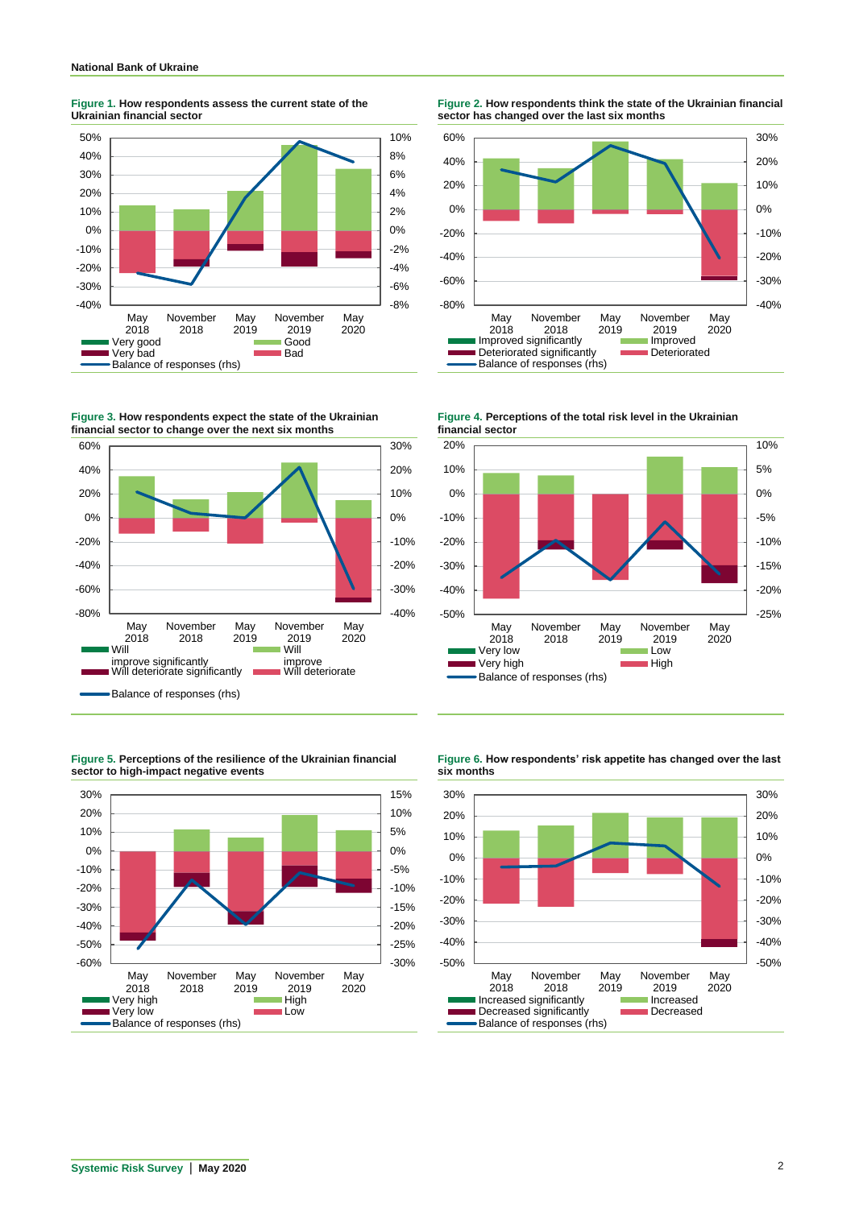**Figure 1.** How respondents assess the current state of the Ukrainian financial sector

Legend: Very good; Good; Very bad; Bad; Balance of responses (rhs)

**Figure 2.** How respondents think the state of the Ukrainian financial sector has changed over the last six months

Legend: Improved significantly; Improved; Deteriorated significantly; Deteriorated; Balance of responses (rhs)

**Figure 3.** How respondents expect the state of the Ukrainian financial sector to change over the next six months

Legend: Will improve significantly; Will improve; Will deteriorate significantly; Will deteriorate; Balance of responses (rhs)

**Figure 4.** Perceptions of the total risk level in the Ukrainian financial sector

Legend: Very low; Low; Very high; High; Balance of responses (rhs)

**Figure 5.** Perceptions of the resilience of the Ukrainian financial sector to high-impact negative events

Legend: Very high; High; Very low; Low; Balance of responses (rhs)

**Figure 6.** How respondents' risk appetite has changed over the last six months

Legend: Increased significantly; Increased; Decreased significantly; Decreased; Balance of responses (rhs)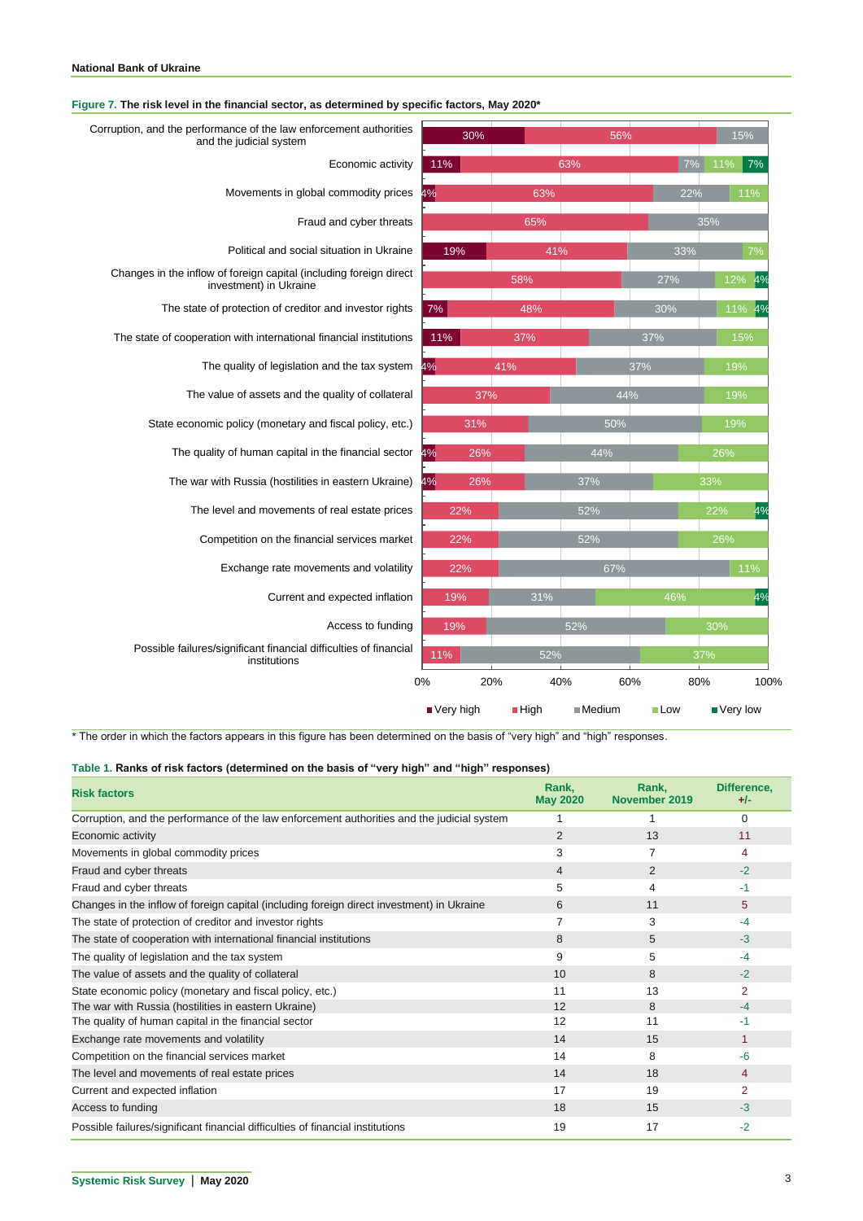**Figure 7.** **The risk level in the financial sector, as determined by specific factors, May 2020***

| Factor | Very high | High | Medium | Low | Very low |
|---|---|---|---|---|---|
| Corruption, and the performance of the law enforcement authorities and the judicial system | 30% | 56% | | 15% | |
| Economic activity | 11% | 63% | 7% | 11% | 7% |
| Movements in global commodity prices | 4% | 63% | 22% | 11% | |
| Fraud and cyber threats | | 65% | 35% | | |
| Political and social situation in Ukraine | 19% | 41% | 33% | 7% | |
| Changes in the inflow of foreign capital (including foreign direct investment) in Ukraine | | 58% | 27% | 12% | 4% |
| The state of protection of creditor and investor rights | 7% | 48% | 30% | 11% | 4% |
| The state of cooperation with international financial institutions | 11% | 37% | 37% | 15% | |
| The quality of legislation and the tax system | 4% | 41% | 37% | 19% | |
| The value of assets and the quality of collateral | | 37% | 44% | 19% | |
| State economic policy (monetary and fiscal policy, etc.) | | 31% | 50% | 19% | |
| The quality of human capital in the financial sector | 4% | 26% | 44% | 26% | |
| The war with Russia (hostilities in eastern Ukraine) | 4% | 26% | 37% | 33% | |
| The level and movements of real estate prices | | 22% | 52% | 22% | 4% |
| Competition on the financial services market | | 22% | 52% | 26% | |
| Exchange rate movements and volatility | | 22% | 67% | 11% | |
| Current and expected inflation | | 19% | 31% | 46% | 4% |
| Access to funding | | 19% | 52% | 30% | |
| Possible failures/significant financial difficulties of financial institutions | | 11% | 52% | 37% | |

\* The order in which the factors appears in this figure has been determined on the basis of "very high" and "high" responses.

**Table 1.** **Ranks of risk factors (determined on the basis of "very high" and "high" responses)**

| Risk factors | Rank, May 2020 | Rank, November 2019 | Difference, +/- |
|---|---|---|---|
| Corruption, and the performance of the law enforcement authorities and the judicial system | 1 | 1 | 0 |
| Economic activity | 2 | 13 | 11 |
| Movements in global commodity prices | 3 | 7 | 4 |
| Fraud and cyber threats | 4 | 2 | -2 |
| Fraud and cyber threats | 5 | 4 | -1 |
| Changes in the inflow of foreign capital (including foreign direct investment) in Ukraine | 6 | 11 | 5 |
| The state of protection of creditor and investor rights | 7 | 3 | -4 |
| The state of cooperation with international financial institutions | 8 | 5 | -3 |
| The quality of legislation and the tax system | 9 | 5 | -4 |
| The value of assets and the quality of collateral | 10 | 8 | -2 |
| State economic policy (monetary and fiscal policy, etc.) | 11 | 13 | 2 |
| The war with Russia (hostilities in eastern Ukraine) | 12 | 8 | -4 |
| The quality of human capital in the financial sector | 12 | 11 | -1 |
| Exchange rate movements and volatility | 14 | 15 | 1 |
| Competition on the financial services market | 14 | 8 | -6 |
| The level and movements of real estate prices | 14 | 18 | 4 |
| Current and expected inflation | 17 | 19 | 2 |
| Access to funding | 18 | 15 | -3 |
| Possible failures/significant financial difficulties of financial institutions | 19 | 17 | -2 |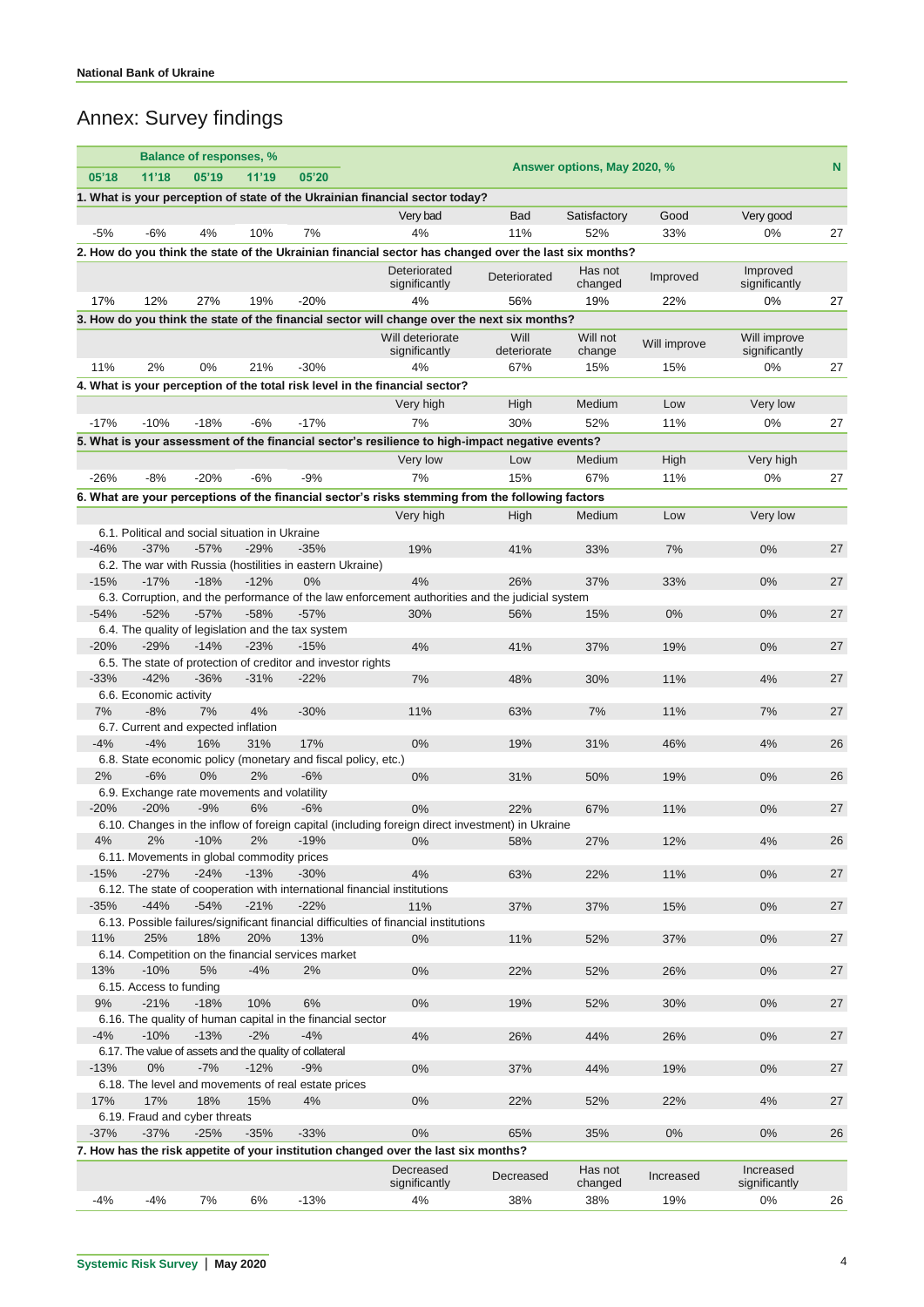# Annex: Survey findings

| Balance of responses, % | | | | | Answer options, May 2020, % | | | | | N |
|---|---|---|---|---|---|---|---|---|---|---|
| 05'18 | 11'18 | 05'19 | 11'19 | 05'20 | | | | | | |
| **1. What is your perception of state of the Ukrainian financial sector today?** | | | | | | | | | | |
| | | | | | Very bad | Bad | Satisfactory | Good | Very good | |
| -5% | -6% | 4% | 10% | 7% | 4% | 11% | 52% | 33% | 0% | 27 |
| **2. How do you think the state of the Ukrainian financial sector has changed over the last six months?** | | | | | | | | | | |
| | | | | | Deteriorated significantly | Deteriorated | Has not changed | Improved | Improved significantly | |
| 17% | 12% | 27% | 19% | -20% | 4% | 56% | 19% | 22% | 0% | 27 |
| **3. How do you think the state of the financial sector will change over the next six months?** | | | | | | | | | | |
| | | | | | Will deteriorate significantly | Will deteriorate | Will not change | Will improve | Will improve significantly | |
| 11% | 2% | 0% | 21% | -30% | 4% | 67% | 15% | 15% | 0% | 27 |
| **4. What is your perception of the total risk level in the financial sector?** | | | | | | | | | | |
| | | | | | Very high | High | Medium | Low | Very low | |
| -17% | -10% | -18% | -6% | -17% | 7% | 30% | 52% | 11% | 0% | 27 |
| **5. What is your assessment of the financial sector's resilience to high-impact negative events?** | | | | | | | | | | |
| | | | | | Very low | Low | Medium | High | Very high | |
| -26% | -8% | -20% | -6% | -9% | 7% | 15% | 67% | 11% | 0% | 27 |
| **6. What are your perceptions of the financial sector's risks stemming from the following factors** | | | | | | | | | | |
| | | | | | Very high | High | Medium | Low | Very low | |
| 6.1. Political and social situation in Ukraine | | | | | | | | | | |
| -46% | -37% | -57% | -29% | -35% | 19% | 41% | 33% | 7% | 0% | 27 |
| 6.2. The war with Russia (hostilities in eastern Ukraine) | | | | | | | | | | |
| -15% | -17% | -18% | -12% | 0% | 4% | 26% | 37% | 33% | 0% | 27 |
| 6.3. Corruption, and the performance of the law enforcement authorities and the judicial system | | | | | | | | | | |
| -54% | -52% | -57% | -58% | -57% | 30% | 56% | 15% | 0% | 0% | 27 |
| 6.4. The quality of legislation and the tax system | | | | | | | | | | |
| -20% | -29% | -14% | -23% | -15% | 4% | 41% | 37% | 19% | 0% | 27 |
| 6.5. The state of protection of creditor and investor rights | | | | | | | | | | |
| -33% | -42% | -36% | -31% | -22% | 7% | 48% | 30% | 11% | 4% | 27 |
| 6.6. Economic activity | | | | | | | | | | |
| 7% | -8% | 7% | 4% | -30% | 11% | 63% | 7% | 11% | 7% | 27 |
| 6.7. Current and expected inflation | | | | | | | | | | |
| -4% | -4% | 16% | 31% | 17% | 0% | 19% | 31% | 46% | 4% | 26 |
| 6.8. State economic policy (monetary and fiscal policy, etc.) | | | | | | | | | | |
| 2% | -6% | 0% | 2% | -6% | 0% | 31% | 50% | 19% | 0% | 26 |
| 6.9. Exchange rate movements and volatility | | | | | | | | | | |
| -20% | -20% | -9% | 6% | -6% | 0% | 22% | 67% | 11% | 0% | 27 |
| 6.10. Changes in the inflow of foreign capital (including foreign direct investment) in Ukraine | | | | | | | | | | |
| 4% | 2% | -10% | 2% | -19% | 0% | 58% | 27% | 12% | 4% | 26 |
| 6.11. Movements in global commodity prices | | | | | | | | | | |
| -15% | -27% | -24% | -13% | -30% | 4% | 63% | 22% | 11% | 0% | 27 |
| 6.12. The state of cooperation with international financial institutions | | | | | | | | | | |
| -35% | -44% | -54% | -21% | -22% | 11% | 37% | 37% | 15% | 0% | 27 |
| 6.13. Possible failures/significant financial difficulties of financial institutions | | | | | | | | | | |
| 11% | 25% | 18% | 20% | 13% | 0% | 11% | 52% | 37% | 0% | 27 |
| 6.14. Competition on the financial services market | | | | | | | | | | |
| 13% | -10% | 5% | -4% | 2% | 0% | 22% | 52% | 26% | 0% | 27 |
| 6.15. Access to funding | | | | | | | | | | |
| 9% | -21% | -18% | 10% | 6% | 0% | 19% | 52% | 30% | 0% | 27 |
| 6.16. The quality of human capital in the financial sector | | | | | | | | | | |
| -4% | -10% | -13% | -2% | -4% | 4% | 26% | 44% | 26% | 0% | 27 |
| 6.17. The value of assets and the quality of collateral | | | | | | | | | | |
| -13% | 0% | -7% | -12% | -9% | 0% | 37% | 44% | 19% | 0% | 27 |
| 6.18. The level and movements of real estate prices | | | | | | | | | | |
| 17% | 17% | 18% | 15% | 4% | 0% | 22% | 52% | 22% | 4% | 27 |
| 6.19. Fraud and cyber threats | | | | | | | | | | |
| -37% | -37% | -25% | -35% | -33% | 0% | 65% | 35% | 0% | 0% | 26 |
| **7. How has the risk appetite of your institution changed over the last six months?** | | | | | | | | | | |
| | | | | | Decreased significantly | Decreased | Has not changed | Increased | Increased significantly | |
| -4% | -4% | 7% | 6% | -13% | 4% | 38% | 38% | 19% | 0% | 26 |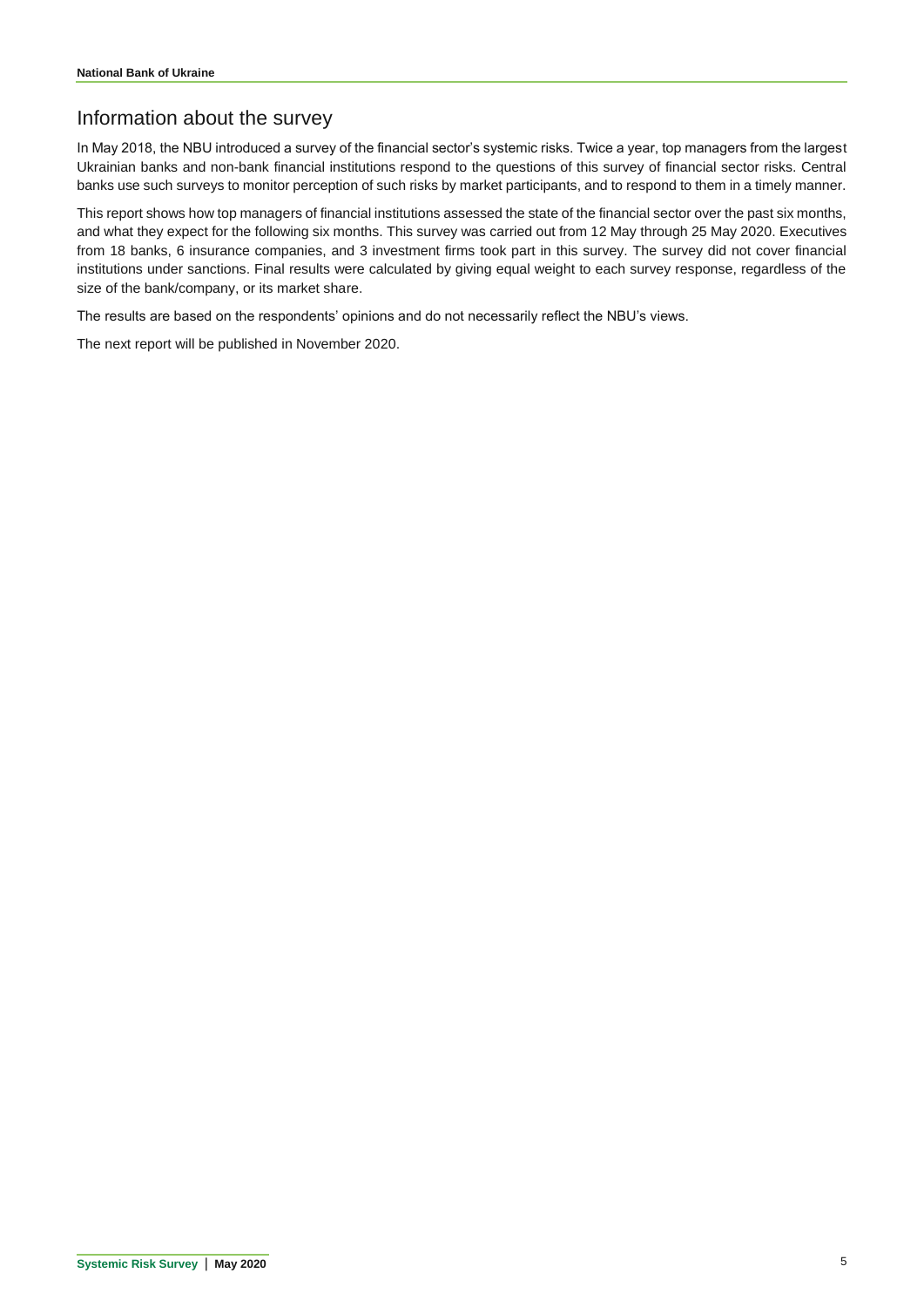## Information about the survey

In May 2018, the NBU introduced a survey of the financial sector's systemic risks. Twice a year, top managers from the largest Ukrainian banks and non-bank financial institutions respond to the questions of this survey of financial sector risks. Central banks use such surveys to monitor perception of such risks by market participants, and to respond to them in a timely manner.

This report shows how top managers of financial institutions assessed the state of the financial sector over the past six months, and what they expect for the following six months. This survey was carried out from 12 May through 25 May 2020. Executives from 18 banks, 6 insurance companies, and 3 investment firms took part in this survey. The survey did not cover financial institutions under sanctions. Final results were calculated by giving equal weight to each survey response, regardless of the size of the bank/company, or its market share.

The results are based on the respondents' opinions and do not necessarily reflect the NBU's views.

The next report will be published in November 2020.